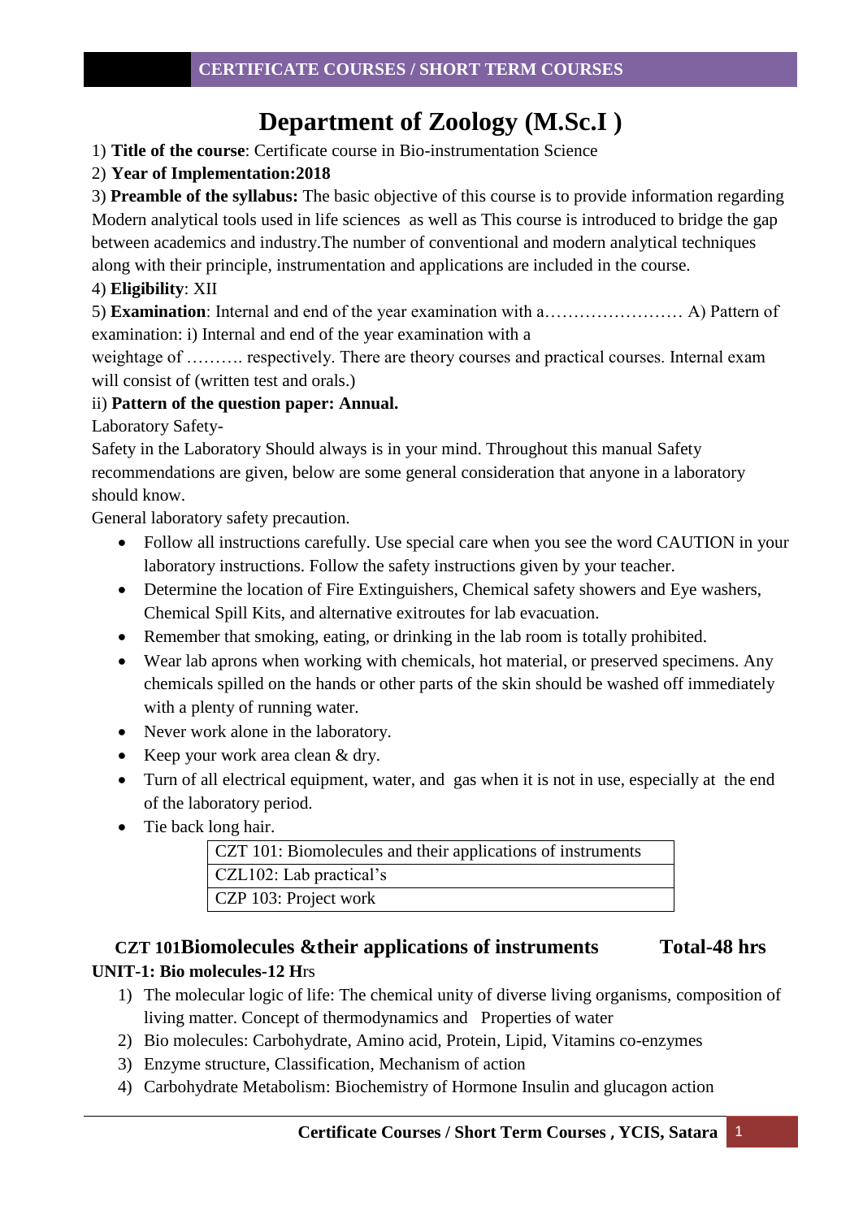# Department of Zoology (M.Sc.I )

1) **Title of the course**: Certificate course in Bio-instrumentation Science

2) **Year of Implementation:2018**

3) **Preamble of the syllabus:** The basic objective of this course is to provide information regarding Modern analytical tools used in life sciences as well as This course is introduced to bridge the gap between academics and industry.The number of conventional and modern analytical techniques along with their principle, instrumentation and applications are included in the course.

4) **Eligibility**: XII

5) **Examination**: Internal and end of the year examination with a…………………… A) Pattern of examination: i) Internal and end of the year examination with a weightage of ………. respectively. There are theory courses and practical courses. Internal exam will consist of (written test and orals.)

ii) **Pattern of the question paper: Annual.**

Laboratory Safety-

Safety in the Laboratory Should always is in your mind. Throughout this manual Safety recommendations are given, below are some general consideration that anyone in a laboratory should know.

General laboratory safety precaution.

- Follow all instructions carefully. Use special care when you see the word CAUTION in your laboratory instructions. Follow the safety instructions given by your teacher.
- Determine the location of Fire Extinguishers, Chemical safety showers and Eye washers, Chemical Spill Kits, and alternative exitroutes for lab evacuation.
- Remember that smoking, eating, or drinking in the lab room is totally prohibited.
- Wear lab aprons when working with chemicals, hot material, or preserved specimens. Any chemicals spilled on the hands or other parts of the skin should be washed off immediately with a plenty of running water.
- Never work alone in the laboratory.
- Keep your work area clean & dry.
- Turn of all electrical equipment, water, and gas when it is not in use, especially at the end of the laboratory period.
- Tie back long hair.

| CZT 101: Biomolecules and their applications of instruments |
|---|
| CZL102: Lab practical's |
| CZP 103: Project work |

## CZT 101Biomolecules &their applications of instruments Total-48 hrs

**UNIT-1: Bio molecules-12 H**rs

1) The molecular logic of life: The chemical unity of diverse living organisms, composition of living matter. Concept of thermodynamics and Properties of water
2) Bio molecules: Carbohydrate, Amino acid, Protein, Lipid, Vitamins co-enzymes
3) Enzyme structure, Classification, Mechanism of action
4) Carbohydrate Metabolism: Biochemistry of Hormone Insulin and glucagon action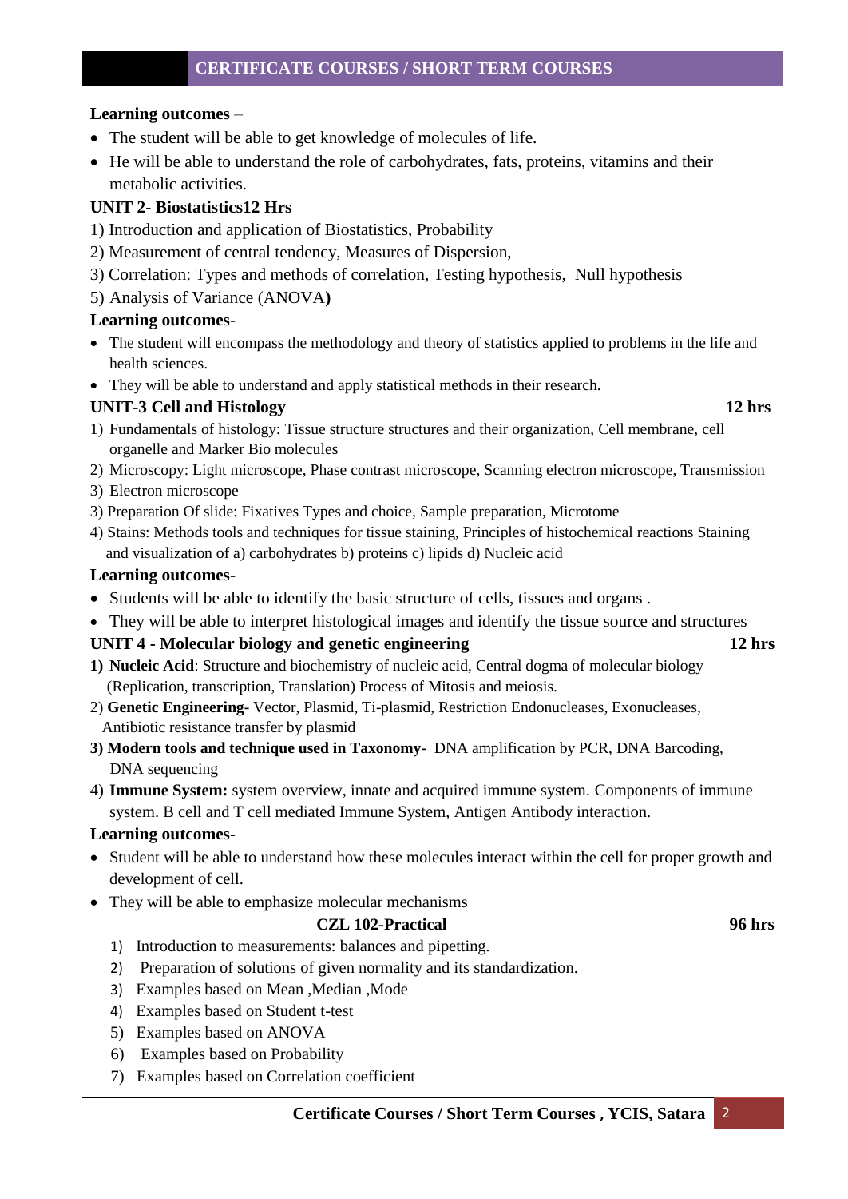**Learning outcomes** –

- The student will be able to get knowledge of molecules of life.
- He will be able to understand the role of carbohydrates, fats, proteins, vitamins and their metabolic activities.

**UNIT 2- Biostatistics12 Hrs**

1) Introduction and application of Biostatistics, Probability
2) Measurement of central tendency, Measures of Dispersion,
3) Correlation: Types and methods of correlation, Testing hypothesis, Null hypothesis
5) Analysis of Variance (ANOVA**)**

**Learning outcomes**-

- The student will encompass the methodology and theory of statistics applied to problems in the life and health sciences.
- They will be able to understand and apply statistical methods in their research.

**UNIT-3 Cell and Histology** **12 hrs**

1) Fundamentals of histology: Tissue structure structures and their organization, Cell membrane, cell organelle and Marker Bio molecules
2) Microscopy: Light microscope, Phase contrast microscope, Scanning electron microscope, Transmission
3) Electron microscope
3) Preparation Of slide: Fixatives Types and choice, Sample preparation, Microtome
4) Stains: Methods tools and techniques for tissue staining, Principles of histochemical reactions Staining and visualization of a) carbohydrates b) proteins c) lipids d) Nucleic acid

**Learning outcomes**-

- Students will be able to identify the basic structure of cells, tissues and organs .
- They will be able to interpret histological images and identify the tissue source and structures

**UNIT 4 - Molecular biology and genetic engineering** **12 hrs**

**1) Nucleic Acid**: Structure and biochemistry of nucleic acid, Central dogma of molecular biology (Replication, transcription, Translation) Process of Mitosis and meiosis.

2) **Genetic Engineering**- Vector, Plasmid, Ti-plasmid, Restriction Endonucleases, Exonucleases, Antibiotic resistance transfer by plasmid

**3) Modern tools and technique used in Taxonomy**- DNA amplification by PCR, DNA Barcoding, DNA sequencing

4) **Immune System:** system overview, innate and acquired immune system. Components of immune system. B cell and T cell mediated Immune System, Antigen Antibody interaction.

**Learning outcomes**-

- Student will be able to understand how these molecules interact within the cell for proper growth and development of cell.
- They will be able to emphasize molecular mechanisms

**CZL 102-Practical** **96 hrs**

1) Introduction to measurements: balances and pipetting.
2) Preparation of solutions of given normality and its standardization.
3) Examples based on Mean ,Median ,Mode
4) Examples based on Student t-test
5) Examples based on ANOVA
6) Examples based on Probability
7) Examples based on Correlation coefficient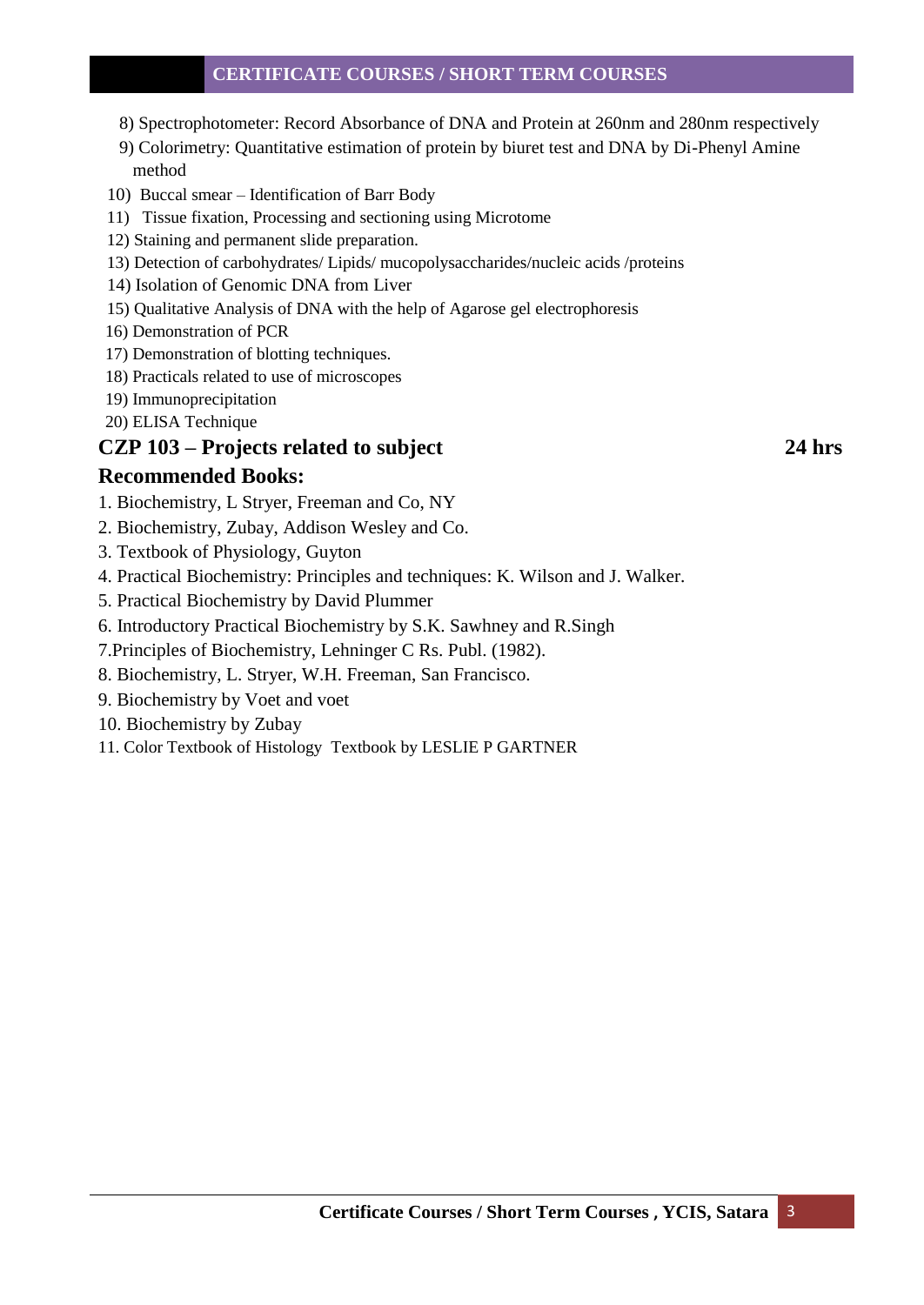8) Spectrophotometer: Record Absorbance of DNA and Protein at 260nm and 280nm respectively
9) Colorimetry: Quantitative estimation of protein by biuret test and DNA by Di-Phenyl Amine method
10) Buccal smear – Identification of Barr Body
11) Tissue fixation, Processing and sectioning using Microtome
12) Staining and permanent slide preparation.
13) Detection of carbohydrates/ Lipids/ mucopolysaccharides/nucleic acids /proteins
14) Isolation of Genomic DNA from Liver
15) Qualitative Analysis of DNA with the help of Agarose gel electrophoresis
16) Demonstration of PCR
17) Demonstration of blotting techniques.
18) Practicals related to use of microscopes
19) Immunoprecipitation
20) ELISA Technique

## CZP 103 – Projects related to subject 24 hrs

## Recommended Books:

1. Biochemistry, L Stryer, Freeman and Co, NY
2. Biochemistry, Zubay, Addison Wesley and Co.
3. Textbook of Physiology, Guyton
4. Practical Biochemistry: Principles and techniques: K. Wilson and J. Walker.
5. Practical Biochemistry by David Plummer
6. Introductory Practical Biochemistry by S.K. Sawhney and R.Singh
7. Principles of Biochemistry, Lehninger C Rs. Publ. (1982).
8. Biochemistry, L. Stryer, W.H. Freeman, San Francisco.
9. Biochemistry by Voet and voet
10. Biochemistry by Zubay
11. Color Textbook of Histology Textbook by LESLIE P GARTNER